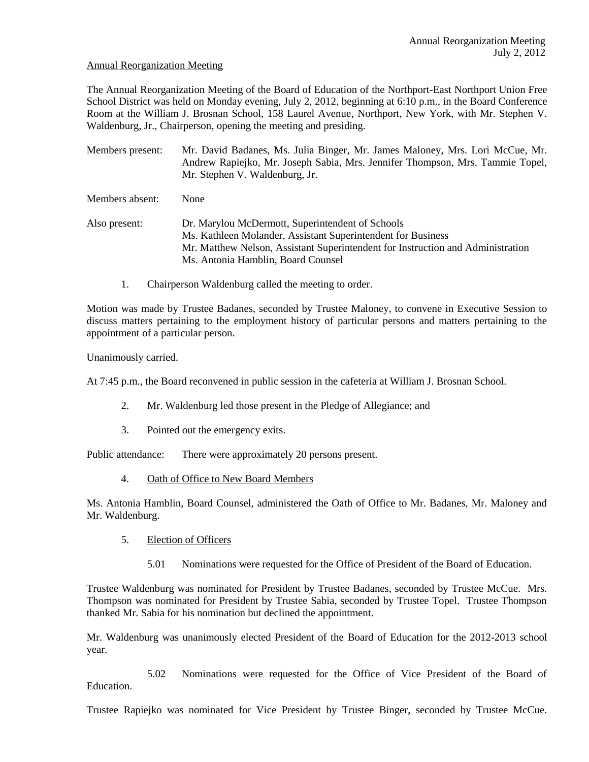Annual Reorganization Meeting

The Annual Reorganization Meeting of the Board of Education of the Northport-East Northport Union Free School District was held on Monday evening, July 2, 2012, beginning at 6:10 p.m., in the Board Conference Room at the William J. Brosnan School, 158 Laurel Avenue, Northport, New York, with Mr. Stephen V. Waldenburg, Jr., Chairperson, opening the meeting and presiding.

Members present: Mr. David Badanes, Ms. Julia Binger, Mr. James Maloney, Mrs. Lori McCue, Mr. Andrew Rapiejko, Mr. Joseph Sabia, Mrs. Jennifer Thompson, Mrs. Tammie Topel, Mr. Stephen V. Waldenburg, Jr.

Members absent: None

Also present: Dr. Marylou McDermott, Superintendent of Schools
Ms. Kathleen Molander, Assistant Superintendent for Business
Mr. Matthew Nelson, Assistant Superintendent for Instruction and Administration
Ms. Antonia Hamblin, Board Counsel

1. Chairperson Waldenburg called the meeting to order.

Motion was made by Trustee Badanes, seconded by Trustee Maloney, to convene in Executive Session to discuss matters pertaining to the employment history of particular persons and matters pertaining to the appointment of a particular person.

Unanimously carried.

At 7:45 p.m., the Board reconvened in public session in the cafeteria at William J. Brosnan School.

2. Mr. Waldenburg led those present in the Pledge of Allegiance; and

3. Pointed out the emergency exits.

Public attendance: There were approximately 20 persons present.

4. Oath of Office to New Board Members

Ms. Antonia Hamblin, Board Counsel, administered the Oath of Office to Mr. Badanes, Mr. Maloney and Mr. Waldenburg.

5. Election of Officers

5.01 Nominations were requested for the Office of President of the Board of Education.

Trustee Waldenburg was nominated for President by Trustee Badanes, seconded by Trustee McCue. Mrs. Thompson was nominated for President by Trustee Sabia, seconded by Trustee Topel. Trustee Thompson thanked Mr. Sabia for his nomination but declined the appointment.

Mr. Waldenburg was unanimously elected President of the Board of Education for the 2012-2013 school year.

5.02 Nominations were requested for the Office of Vice President of the Board of Education.

Trustee Rapiejko was nominated for Vice President by Trustee Binger, seconded by Trustee McCue.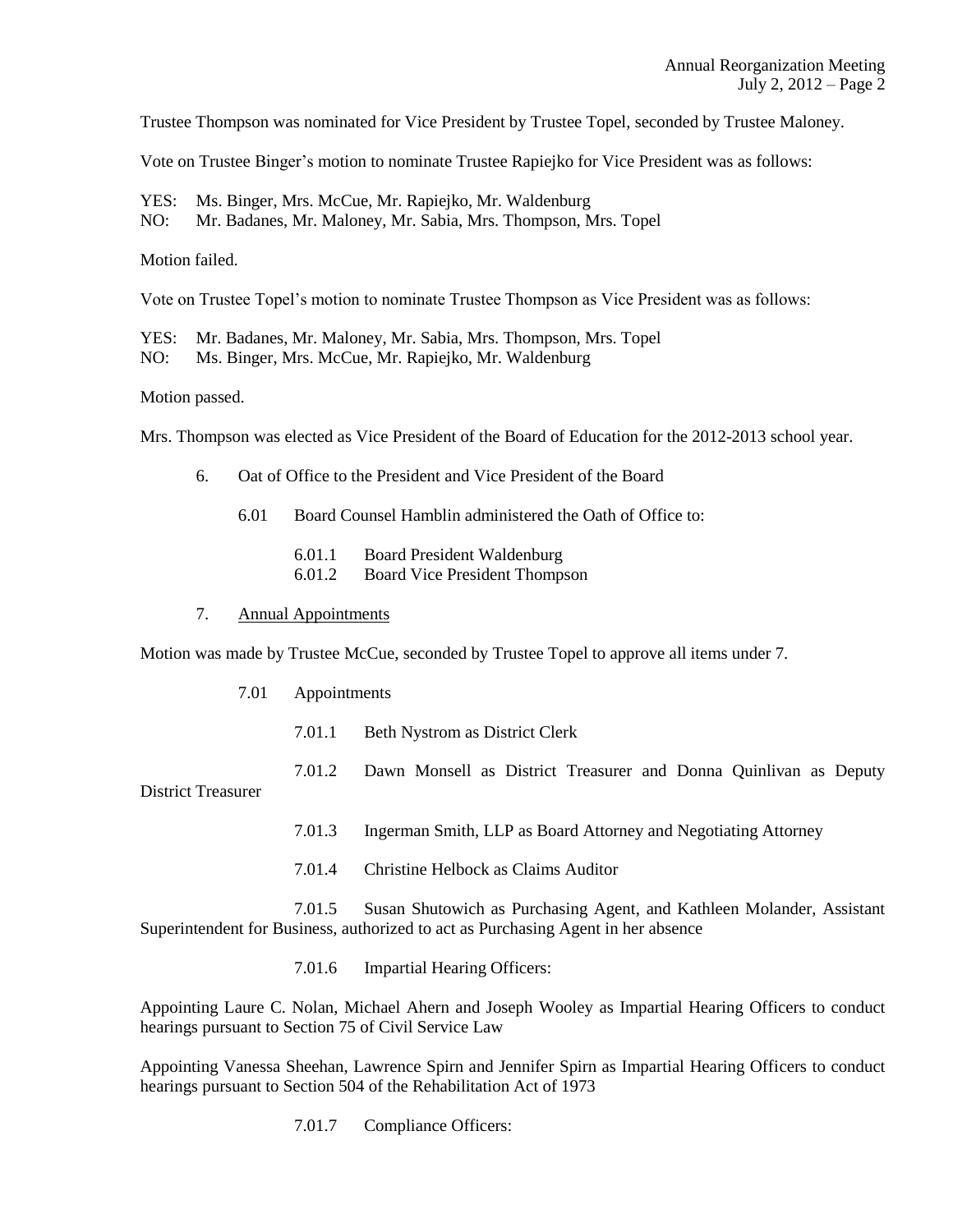Trustee Thompson was nominated for Vice President by Trustee Topel, seconded by Trustee Maloney.

Vote on Trustee Binger's motion to nominate Trustee Rapiejko for Vice President was as follows:

YES: Ms. Binger, Mrs. McCue, Mr. Rapiejko, Mr. Waldenburg
NO: Mr. Badanes, Mr. Maloney, Mr. Sabia, Mrs. Thompson, Mrs. Topel

Motion failed.

Vote on Trustee Topel's motion to nominate Trustee Thompson as Vice President was as follows:

YES: Mr. Badanes, Mr. Maloney, Mr. Sabia, Mrs. Thompson, Mrs. Topel
NO: Ms. Binger, Mrs. McCue, Mr. Rapiejko, Mr. Waldenburg

Motion passed.

Mrs. Thompson was elected as Vice President of the Board of Education for the 2012-2013 school year.

6. Oat of Office to the President and Vice President of the Board

 6.01 Board Counsel Hamblin administered the Oath of Office to:

  6.01.1 Board President Waldenburg
  6.01.2 Board Vice President Thompson

7. Annual Appointments

Motion was made by Trustee McCue, seconded by Trustee Topel to approve all items under 7.

 7.01 Appointments

  7.01.1 Beth Nystrom as District Clerk

  7.01.2 Dawn Monsell as District Treasurer and Donna Quinlivan as Deputy District Treasurer

  7.01.3 Ingerman Smith, LLP as Board Attorney and Negotiating Attorney

  7.01.4 Christine Helbock as Claims Auditor

  7.01.5 Susan Shutowich as Purchasing Agent, and Kathleen Molander, Assistant Superintendent for Business, authorized to act as Purchasing Agent in her absence

  7.01.6 Impartial Hearing Officers:

Appointing Laure C. Nolan, Michael Ahern and Joseph Wooley as Impartial Hearing Officers to conduct hearings pursuant to Section 75 of Civil Service Law

Appointing Vanessa Sheehan, Lawrence Spirn and Jennifer Spirn as Impartial Hearing Officers to conduct hearings pursuant to Section 504 of the Rehabilitation Act of 1973

  7.01.7 Compliance Officers: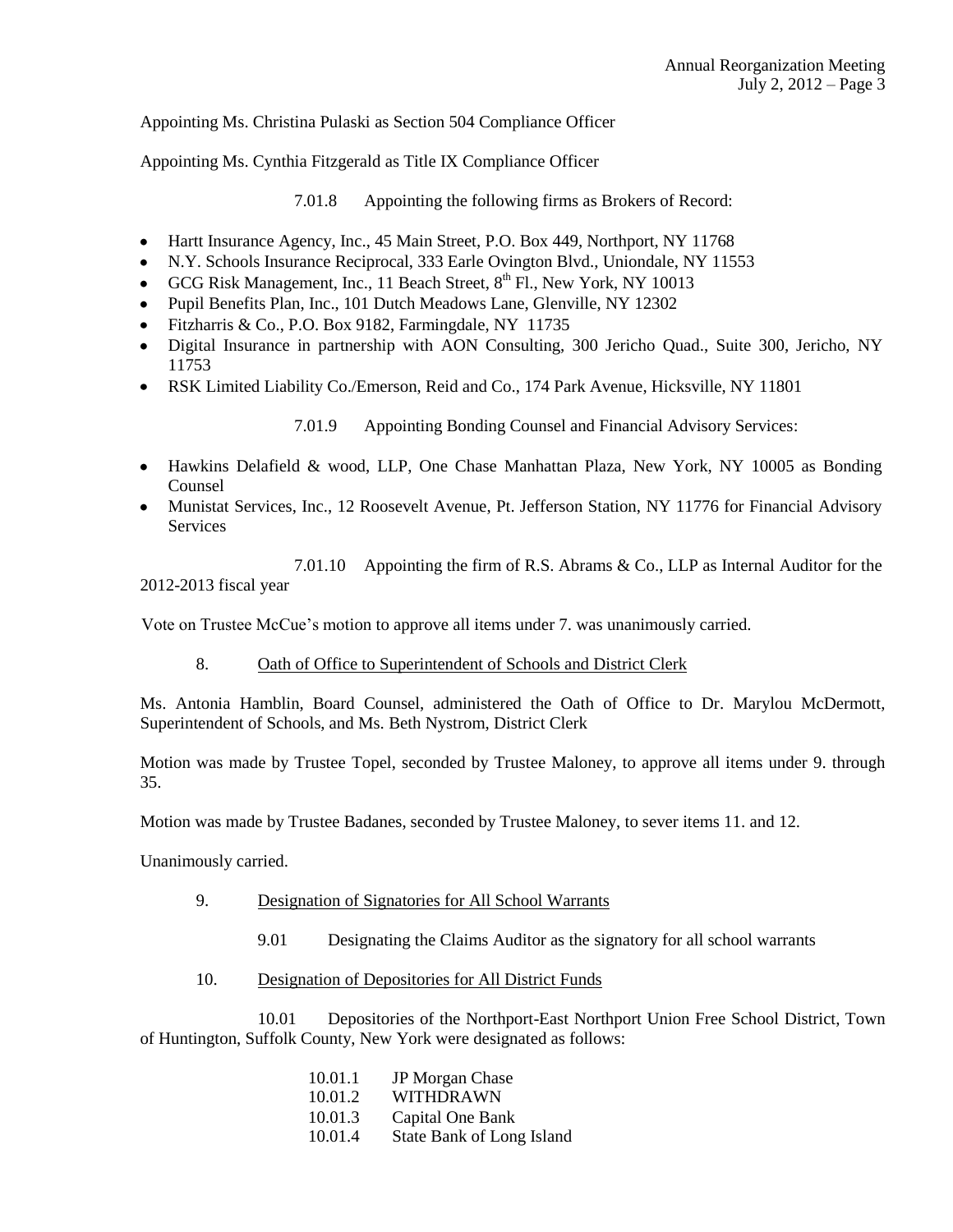Appointing Ms. Christina Pulaski as Section 504 Compliance Officer

Appointing Ms. Cynthia Fitzgerald as Title IX Compliance Officer

7.01.8 Appointing the following firms as Brokers of Record:

- Hartt Insurance Agency, Inc., 45 Main Street, P.O. Box 449, Northport, NY 11768
- N.Y. Schools Insurance Reciprocal, 333 Earle Ovington Blvd., Uniondale, NY 11553
- GCG Risk Management, Inc., 11 Beach Street, 8th Fl., New York, NY 10013
- Pupil Benefits Plan, Inc., 101 Dutch Meadows Lane, Glenville, NY 12302
- Fitzharris & Co., P.O. Box 9182, Farmingdale, NY 11735
- Digital Insurance in partnership with AON Consulting, 300 Jericho Quad., Suite 300, Jericho, NY 11753
- RSK Limited Liability Co./Emerson, Reid and Co., 174 Park Avenue, Hicksville, NY 11801

7.01.9 Appointing Bonding Counsel and Financial Advisory Services:

- Hawkins Delafield & wood, LLP, One Chase Manhattan Plaza, New York, NY 10005 as Bonding Counsel
- Munistat Services, Inc., 12 Roosevelt Avenue, Pt. Jefferson Station, NY 11776 for Financial Advisory Services

7.01.10 Appointing the firm of R.S. Abrams & Co., LLP as Internal Auditor for the 2012-2013 fiscal year

Vote on Trustee McCue's motion to approve all items under 7. was unanimously carried.

8. Oath of Office to Superintendent of Schools and District Clerk

Ms. Antonia Hamblin, Board Counsel, administered the Oath of Office to Dr. Marylou McDermott, Superintendent of Schools, and Ms. Beth Nystrom, District Clerk

Motion was made by Trustee Topel, seconded by Trustee Maloney, to approve all items under 9. through 35.

Motion was made by Trustee Badanes, seconded by Trustee Maloney, to sever items 11. and 12.

Unanimously carried.

9. Designation of Signatories for All School Warrants

9.01 Designating the Claims Auditor as the signatory for all school warrants

10. Designation of Depositories for All District Funds

10.01 Depositories of the Northport-East Northport Union Free School District, Town of Huntington, Suffolk County, New York were designated as follows:

10.01.1 JP Morgan Chase
10.01.2 WITHDRAWN
10.01.3 Capital One Bank
10.01.4 State Bank of Long Island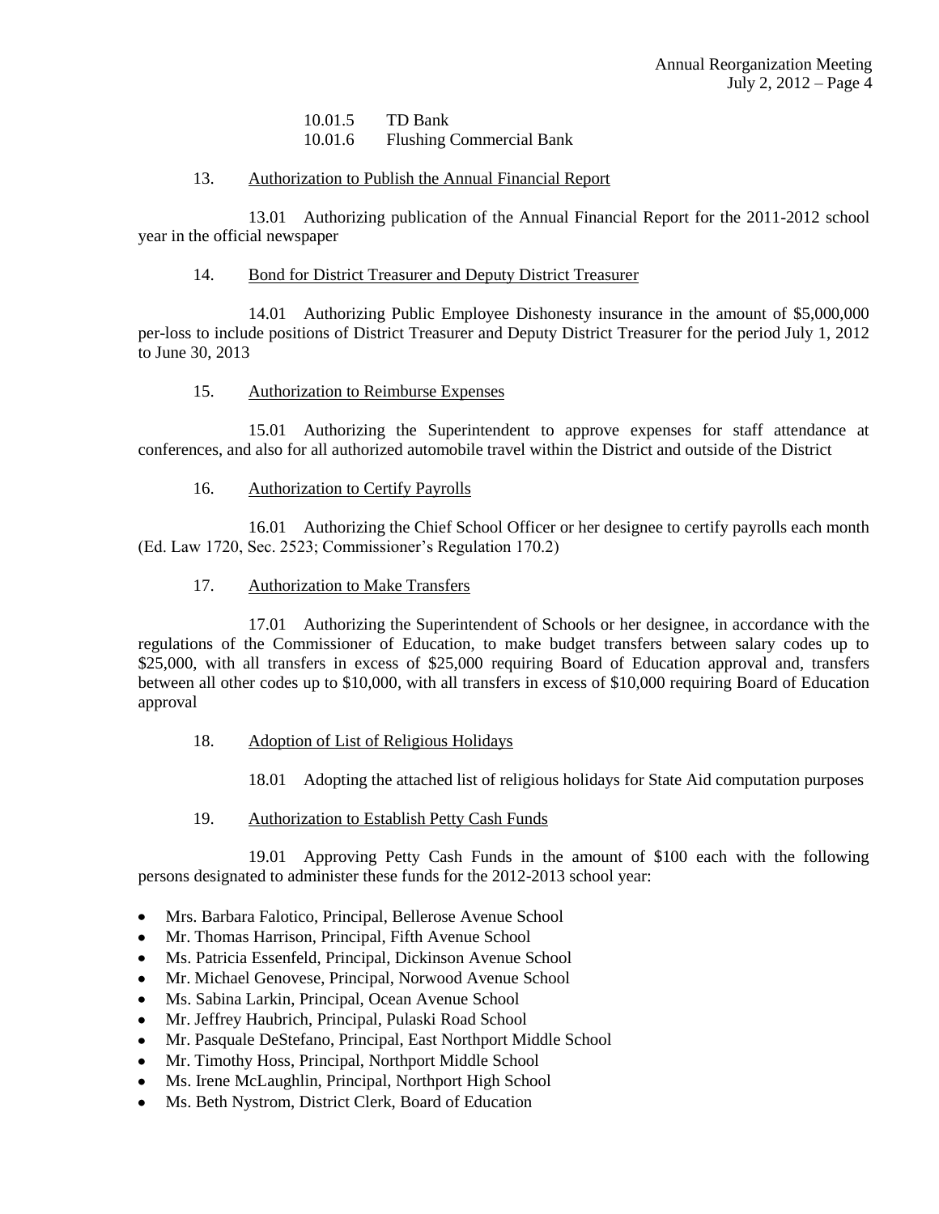10.01.5 TD Bank
10.01.6 Flushing Commercial Bank

13. Authorization to Publish the Annual Financial Report

13.01 Authorizing publication of the Annual Financial Report for the 2011-2012 school year in the official newspaper

14. Bond for District Treasurer and Deputy District Treasurer

14.01 Authorizing Public Employee Dishonesty insurance in the amount of $5,000,000 per-loss to include positions of District Treasurer and Deputy District Treasurer for the period July 1, 2012 to June 30, 2013

15. Authorization to Reimburse Expenses

15.01 Authorizing the Superintendent to approve expenses for staff attendance at conferences, and also for all authorized automobile travel within the District and outside of the District

16. Authorization to Certify Payrolls

16.01 Authorizing the Chief School Officer or her designee to certify payrolls each month (Ed. Law 1720, Sec. 2523; Commissioner's Regulation 170.2)

17. Authorization to Make Transfers

17.01 Authorizing the Superintendent of Schools or her designee, in accordance with the regulations of the Commissioner of Education, to make budget transfers between salary codes up to $25,000, with all transfers in excess of $25,000 requiring Board of Education approval and, transfers between all other codes up to $10,000, with all transfers in excess of $10,000 requiring Board of Education approval

18. Adoption of List of Religious Holidays

18.01 Adopting the attached list of religious holidays for State Aid computation purposes

19. Authorization to Establish Petty Cash Funds

19.01 Approving Petty Cash Funds in the amount of $100 each with the following persons designated to administer these funds for the 2012-2013 school year:

- Mrs. Barbara Falotico, Principal, Bellerose Avenue School
- Mr. Thomas Harrison, Principal, Fifth Avenue School
- Ms. Patricia Essenfeld, Principal, Dickinson Avenue School
- Mr. Michael Genovese, Principal, Norwood Avenue School
- Ms. Sabina Larkin, Principal, Ocean Avenue School
- Mr. Jeffrey Haubrich, Principal, Pulaski Road School
- Mr. Pasquale DeStefano, Principal, East Northport Middle School
- Mr. Timothy Hoss, Principal, Northport Middle School
- Ms. Irene McLaughlin, Principal, Northport High School
- Ms. Beth Nystrom, District Clerk, Board of Education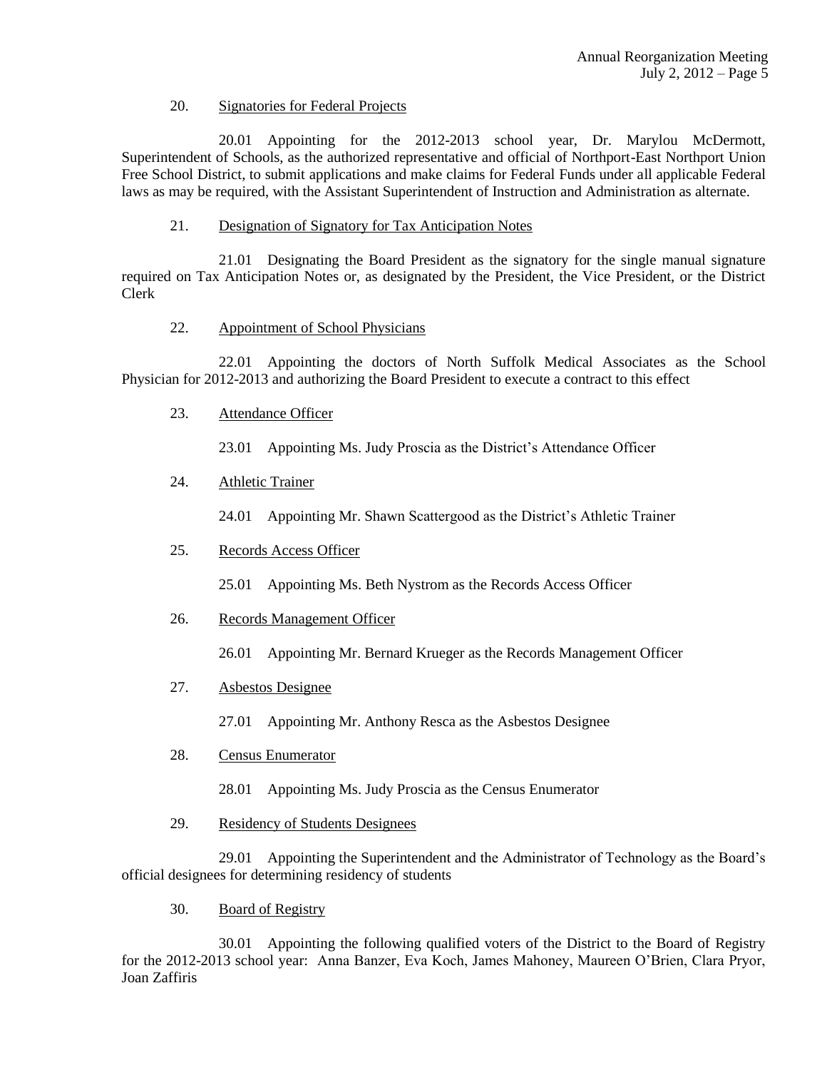20. Signatories for Federal Projects

20.01 Appointing for the 2012-2013 school year, Dr. Marylou McDermott, Superintendent of Schools, as the authorized representative and official of Northport-East Northport Union Free School District, to submit applications and make claims for Federal Funds under all applicable Federal laws as may be required, with the Assistant Superintendent of Instruction and Administration as alternate.

21. Designation of Signatory for Tax Anticipation Notes

21.01 Designating the Board President as the signatory for the single manual signature required on Tax Anticipation Notes or, as designated by the President, the Vice President, or the District Clerk

22. Appointment of School Physicians

22.01 Appointing the doctors of North Suffolk Medical Associates as the School Physician for 2012-2013 and authorizing the Board President to execute a contract to this effect

23. Attendance Officer

23.01 Appointing Ms. Judy Proscia as the District's Attendance Officer

24. Athletic Trainer

24.01 Appointing Mr. Shawn Scattergood as the District's Athletic Trainer

25. Records Access Officer

25.01 Appointing Ms. Beth Nystrom as the Records Access Officer

26. Records Management Officer

26.01 Appointing Mr. Bernard Krueger as the Records Management Officer

27. Asbestos Designee

27.01 Appointing Mr. Anthony Resca as the Asbestos Designee

28. Census Enumerator

28.01 Appointing Ms. Judy Proscia as the Census Enumerator

29. Residency of Students Designees

29.01 Appointing the Superintendent and the Administrator of Technology as the Board's official designees for determining residency of students

30. Board of Registry

30.01 Appointing the following qualified voters of the District to the Board of Registry for the 2012-2013 school year: Anna Banzer, Eva Koch, James Mahoney, Maureen O'Brien, Clara Pryor, Joan Zaffiris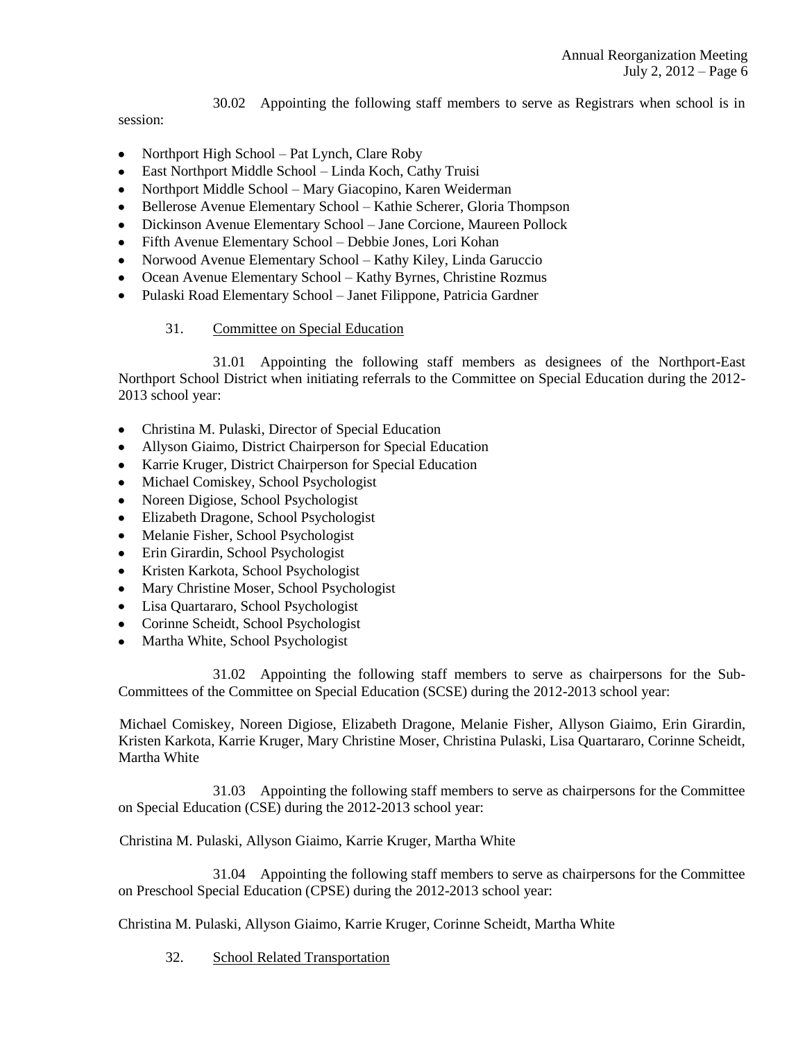30.02 Appointing the following staff members to serve as Registrars when school is in session:

- Northport High School – Pat Lynch, Clare Roby
- East Northport Middle School – Linda Koch, Cathy Truisi
- Northport Middle School – Mary Giacopino, Karen Weiderman
- Bellerose Avenue Elementary School – Kathie Scherer, Gloria Thompson
- Dickinson Avenue Elementary School – Jane Corcione, Maureen Pollock
- Fifth Avenue Elementary School – Debbie Jones, Lori Kohan
- Norwood Avenue Elementary School – Kathy Kiley, Linda Garuccio
- Ocean Avenue Elementary School – Kathy Byrnes, Christine Rozmus
- Pulaski Road Elementary School – Janet Filippone, Patricia Gardner

31. Committee on Special Education

31.01 Appointing the following staff members as designees of the Northport-East Northport School District when initiating referrals to the Committee on Special Education during the 2012-2013 school year:

- Christina M. Pulaski, Director of Special Education
- Allyson Giaimo, District Chairperson for Special Education
- Karrie Kruger, District Chairperson for Special Education
- Michael Comiskey, School Psychologist
- Noreen Digiose, School Psychologist
- Elizabeth Dragone, School Psychologist
- Melanie Fisher, School Psychologist
- Erin Girardin, School Psychologist
- Kristen Karkota, School Psychologist
- Mary Christine Moser, School Psychologist
- Lisa Quartararo, School Psychologist
- Corinne Scheidt, School Psychologist
- Martha White, School Psychologist

31.02 Appointing the following staff members to serve as chairpersons for the Sub-Committees of the Committee on Special Education (SCSE) during the 2012-2013 school year:

Michael Comiskey, Noreen Digiose, Elizabeth Dragone, Melanie Fisher, Allyson Giaimo, Erin Girardin, Kristen Karkota, Karrie Kruger, Mary Christine Moser, Christina Pulaski, Lisa Quartararo, Corinne Scheidt, Martha White

31.03 Appointing the following staff members to serve as chairpersons for the Committee on Special Education (CSE) during the 2012-2013 school year:

Christina M. Pulaski, Allyson Giaimo, Karrie Kruger, Martha White

31.04 Appointing the following staff members to serve as chairpersons for the Committee on Preschool Special Education (CPSE) during the 2012-2013 school year:

Christina M. Pulaski, Allyson Giaimo, Karrie Kruger, Corinne Scheidt, Martha White

32. School Related Transportation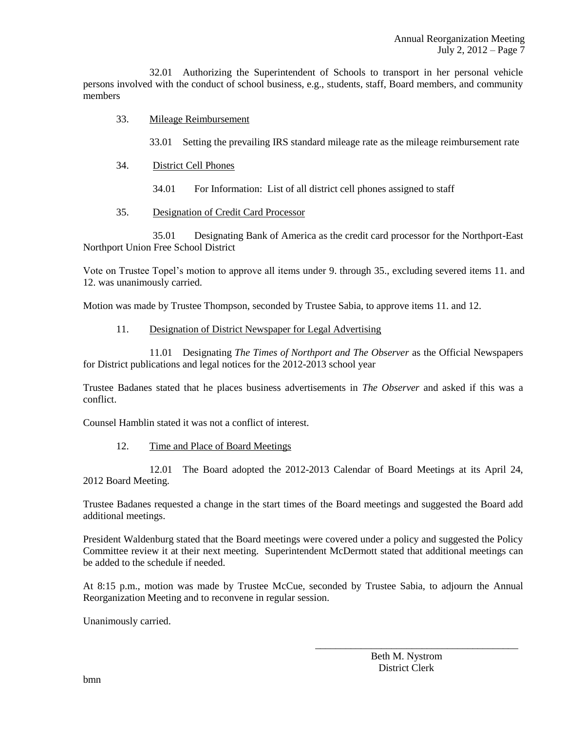32.01 Authorizing the Superintendent of Schools to transport in her personal vehicle persons involved with the conduct of school business, e.g., students, staff, Board members, and community members

33. Mileage Reimbursement

33.01 Setting the prevailing IRS standard mileage rate as the mileage reimbursement rate

34. District Cell Phones

34.01 For Information: List of all district cell phones assigned to staff

35. Designation of Credit Card Processor

35.01 Designating Bank of America as the credit card processor for the Northport-East Northport Union Free School District

Vote on Trustee Topel's motion to approve all items under 9. through 35., excluding severed items 11. and 12. was unanimously carried.

Motion was made by Trustee Thompson, seconded by Trustee Sabia, to approve items 11. and 12.

11. Designation of District Newspaper for Legal Advertising

11.01 Designating *The Times of Northport and The Observer* as the Official Newspapers for District publications and legal notices for the 2012-2013 school year

Trustee Badanes stated that he places business advertisements in *The Observer* and asked if this was a conflict.

Counsel Hamblin stated it was not a conflict of interest.

12. Time and Place of Board Meetings

12.01 The Board adopted the 2012-2013 Calendar of Board Meetings at its April 24, 2012 Board Meeting.

Trustee Badanes requested a change in the start times of the Board meetings and suggested the Board add additional meetings.

President Waldenburg stated that the Board meetings were covered under a policy and suggested the Policy Committee review it at their next meeting. Superintendent McDermott stated that additional meetings can be added to the schedule if needed.

At 8:15 p.m., motion was made by Trustee McCue, seconded by Trustee Sabia, to adjourn the Annual Reorganization Meeting and to reconvene in regular session.

Unanimously carried.

\_\_\_\_\_\_\_\_\_\_\_\_\_\_\_\_\_\_\_\_\_\_\_\_\_\_\_\_\_\_\_\_\_\_\_\_\_\_\_\_

Beth M. Nystrom
District Clerk

bmn